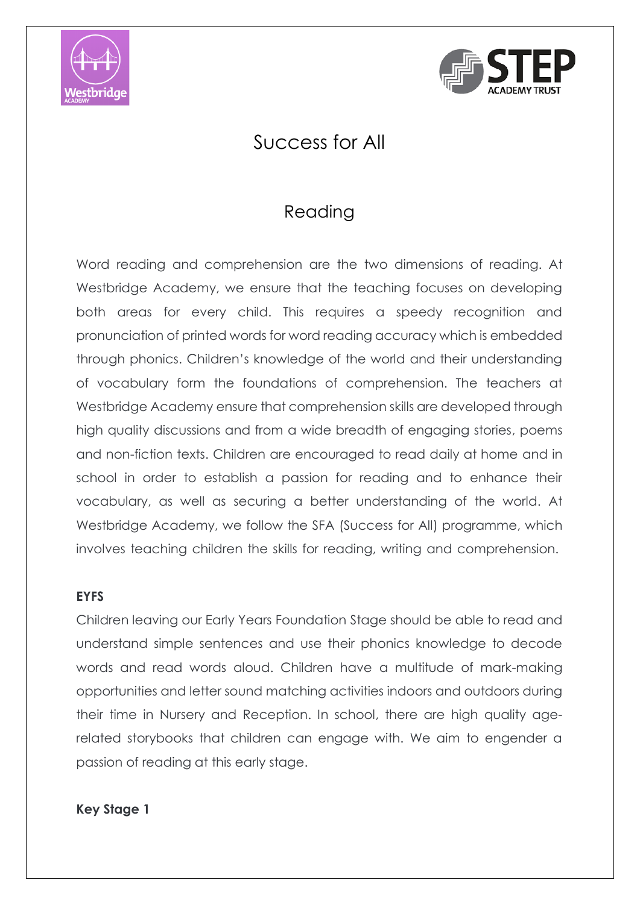# Success for All

## Reading

Word reading and comprehension are the two dimensions of reading. At Westbridge Academy, we ensure that the teaching focuses on developing both areas for every child. This requires a speedy recognition and pronunciation of printed words for word reading accuracy which is embedded through phonics. Children's knowledge of the world and their understanding of vocabulary form the foundations of comprehension. The teachers at Westbridge Academy ensure that comprehension skills are developed through high quality discussions and from a wide breadth of engaging stories, poems and non-fiction texts. Children are encouraged to read daily at home and in school in order to establish a passion for reading and to enhance their vocabulary, as well as securing a better understanding of the world. At Westbridge Academy, we follow the SFA (Success for All) programme, which involves teaching children the skills for reading, writing and comprehension.

**EYFS**

Children leaving our Early Years Foundation Stage should be able to read and understand simple sentences and use their phonics knowledge to decode words and read words aloud. Children have a multitude of mark-making opportunities and letter sound matching activities indoors and outdoors during their time in Nursery and Reception. In school, there are high quality age-related storybooks that children can engage with. We aim to engender a passion of reading at this early stage.

**Key Stage 1**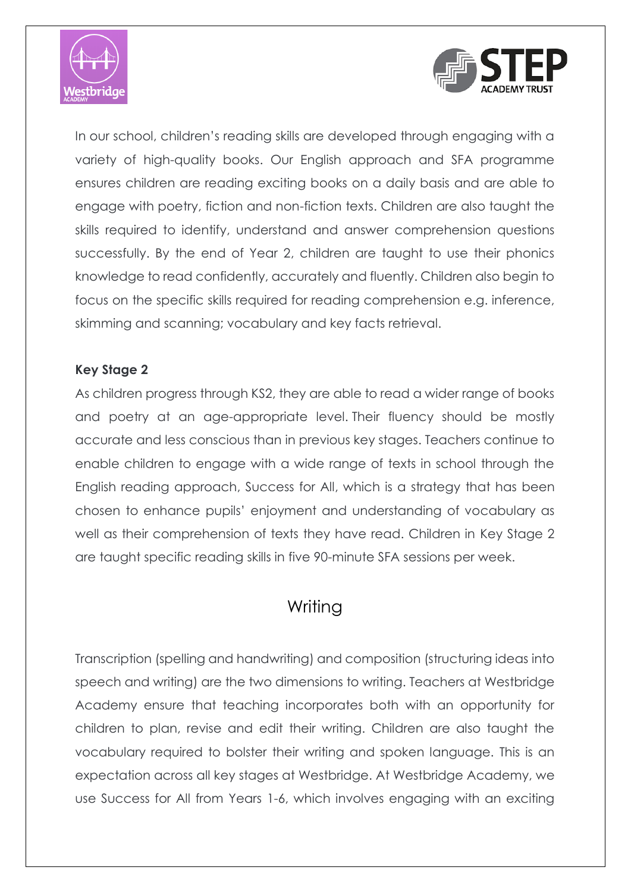In our school, children's reading skills are developed through engaging with a variety of high-quality books. Our English approach and SFA programme ensures children are reading exciting books on a daily basis and are able to engage with poetry, fiction and non-fiction texts. Children are also taught the skills required to identify, understand and answer comprehension questions successfully. By the end of Year 2, children are taught to use their phonics knowledge to read confidently, accurately and fluently. Children also begin to focus on the specific skills required for reading comprehension e.g. inference, skimming and scanning; vocabulary and key facts retrieval.

**Key Stage 2**

As children progress through KS2, they are able to read a wider range of books and poetry at an age-appropriate level. Their fluency should be mostly accurate and less conscious than in previous key stages. Teachers continue to enable children to engage with a wide range of texts in school through the English reading approach, Success for All, which is a strategy that has been chosen to enhance pupils' enjoyment and understanding of vocabulary as well as their comprehension of texts they have read. Children in Key Stage 2 are taught specific reading skills in five 90-minute SFA sessions per week.

## Writing

Transcription (spelling and handwriting) and composition (structuring ideas into speech and writing) are the two dimensions to writing. Teachers at Westbridge Academy ensure that teaching incorporates both with an opportunity for children to plan, revise and edit their writing. Children are also taught the vocabulary required to bolster their writing and spoken language. This is an expectation across all key stages at Westbridge. At Westbridge Academy, we use Success for All from Years 1-6, which involves engaging with an exciting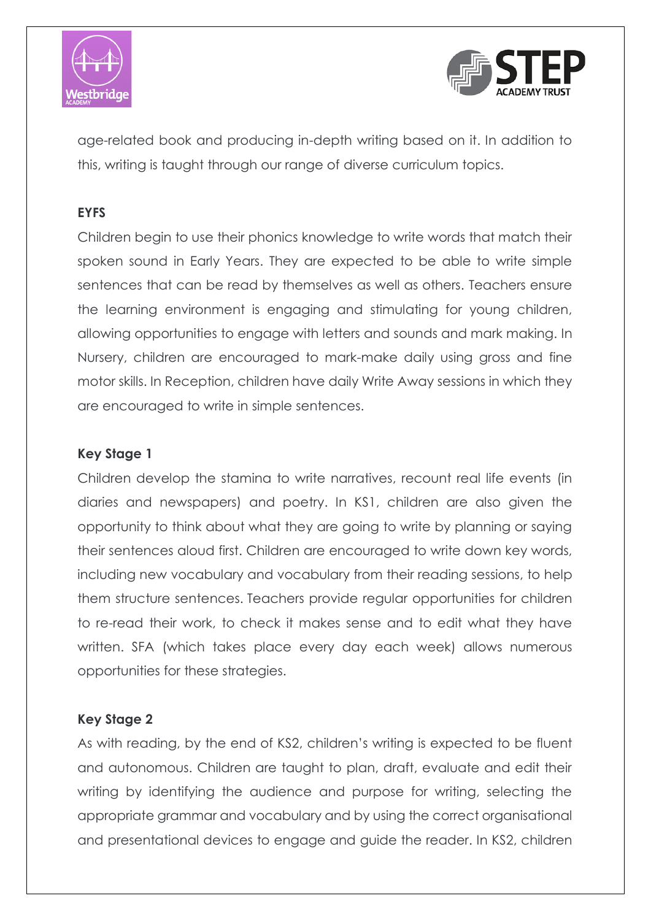age-related book and producing in-depth writing based on it. In addition to this, writing is taught through our range of diverse curriculum topics.

**EYFS**

Children begin to use their phonics knowledge to write words that match their spoken sound in Early Years. They are expected to be able to write simple sentences that can be read by themselves as well as others. Teachers ensure the learning environment is engaging and stimulating for young children, allowing opportunities to engage with letters and sounds and mark making. In Nursery, children are encouraged to mark-make daily using gross and fine motor skills. In Reception, children have daily Write Away sessions in which they are encouraged to write in simple sentences.

**Key Stage 1**

Children develop the stamina to write narratives, recount real life events (in diaries and newspapers) and poetry. In KS1, children are also given the opportunity to think about what they are going to write by planning or saying their sentences aloud first. Children are encouraged to write down key words, including new vocabulary and vocabulary from their reading sessions, to help them structure sentences. Teachers provide regular opportunities for children to re-read their work, to check it makes sense and to edit what they have written. SFA (which takes place every day each week) allows numerous opportunities for these strategies.

**Key Stage 2**

As with reading, by the end of KS2, children's writing is expected to be fluent and autonomous. Children are taught to plan, draft, evaluate and edit their writing by identifying the audience and purpose for writing, selecting the appropriate grammar and vocabulary and by using the correct organisational and presentational devices to engage and guide the reader. In KS2, children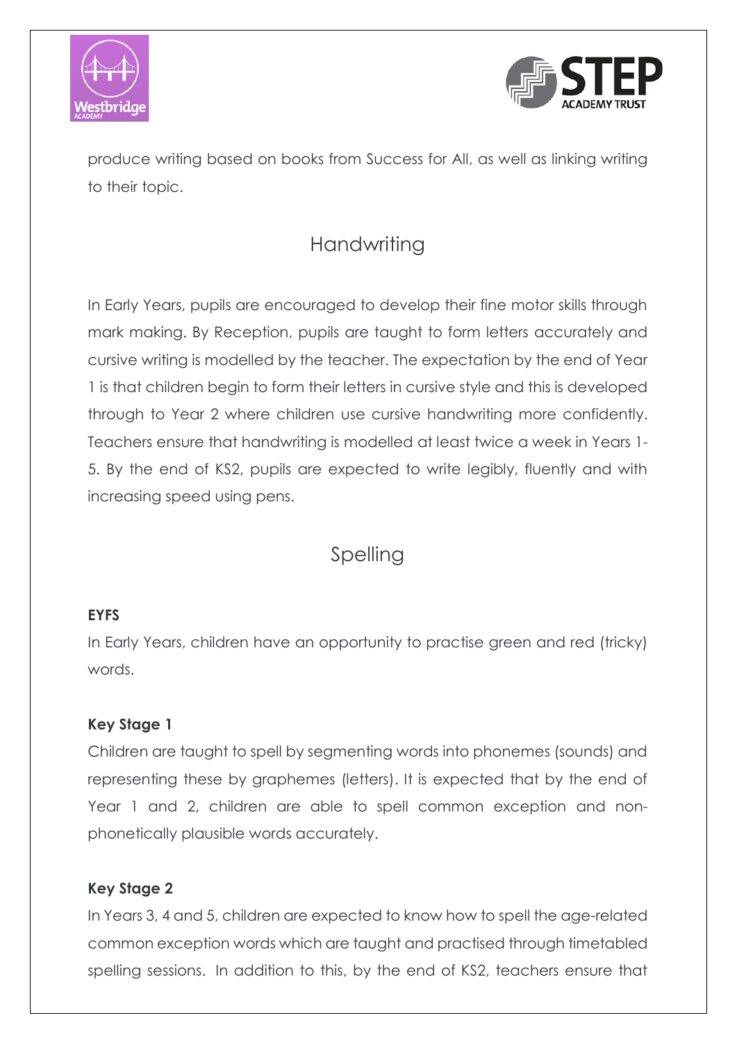produce writing based on books from Success for All, as well as linking writing to their topic.

## Handwriting

In Early Years, pupils are encouraged to develop their fine motor skills through mark making. By Reception, pupils are taught to form letters accurately and cursive writing is modelled by the teacher. The expectation by the end of Year 1 is that children begin to form their letters in cursive style and this is developed through to Year 2 where children use cursive handwriting more confidently. Teachers ensure that handwriting is modelled at least twice a week in Years 1-5. By the end of KS2, pupils are expected to write legibly, fluently and with increasing speed using pens.

## Spelling

**EYFS**

In Early Years, children have an opportunity to practise green and red (tricky) words.

**Key Stage 1**

Children are taught to spell by segmenting words into phonemes (sounds) and representing these by graphemes (letters). It is expected that by the end of Year 1 and 2, children are able to spell common exception and non-phonetically plausible words accurately.

**Key Stage 2**

In Years 3, 4 and 5, children are expected to know how to spell the age-related common exception words which are taught and practised through timetabled spelling sessions. In addition to this, by the end of KS2, teachers ensure that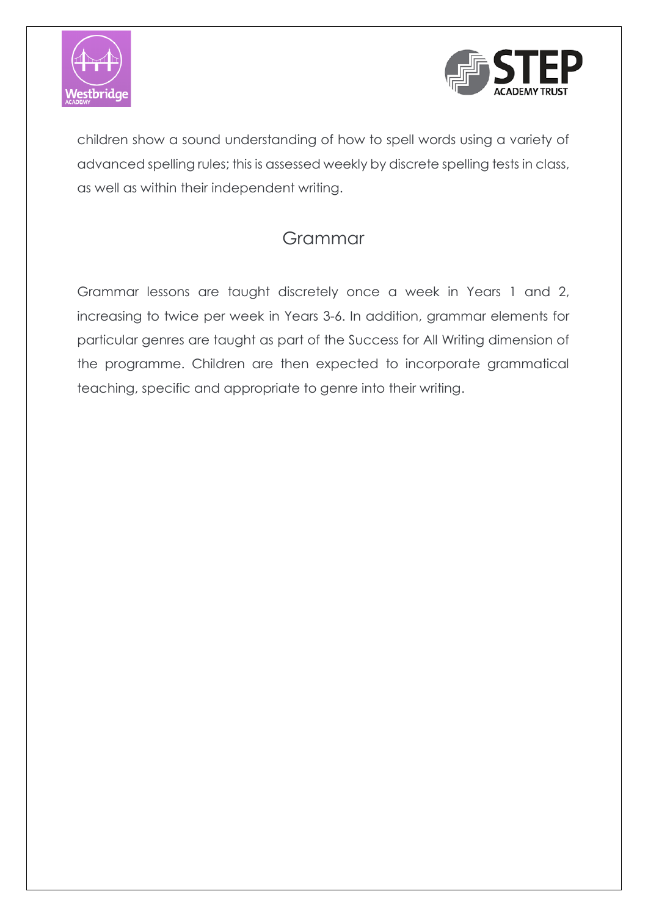children show a sound understanding of how to spell words using a variety of advanced spelling rules; this is assessed weekly by discrete spelling tests in class, as well as within their independent writing.

## Grammar

Grammar lessons are taught discretely once a week in Years 1 and 2, increasing to twice per week in Years 3-6. In addition, grammar elements for particular genres are taught as part of the Success for All Writing dimension of the programme. Children are then expected to incorporate grammatical teaching, specific and appropriate to genre into their writing.